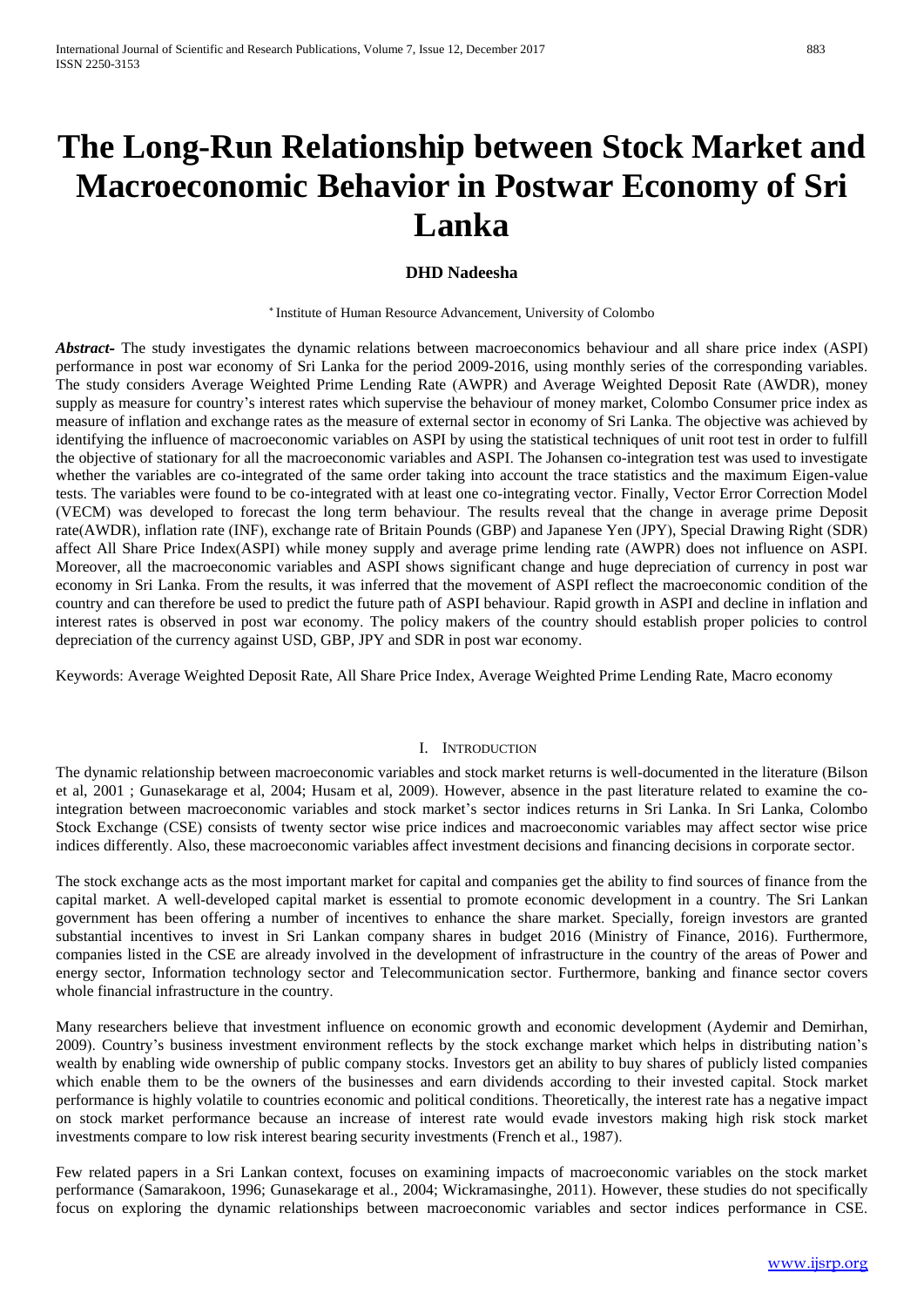# The Long-Run Relationship between Stock Market and Macroeconomic Behavior in Postwar Economy of Sri Lanka

**DHD Nadeesha**

[*] Institute of Human Resource Advancement, University of Colombo

***Abstract-*** The study investigates the dynamic relations between macroeconomics behaviour and all share price index (ASPI) performance in post war economy of Sri Lanka for the period 2009-2016, using monthly series of the corresponding variables. The study considers Average Weighted Prime Lending Rate (AWPR) and Average Weighted Deposit Rate (AWDR), money supply as measure for country's interest rates which supervise the behaviour of money market, Colombo Consumer price index as measure of inflation and exchange rates as the measure of external sector in economy of Sri Lanka. The objective was achieved by identifying the influence of macroeconomic variables on ASPI by using the statistical techniques of unit root test in order to fulfill the objective of stationary for all the macroeconomic variables and ASPI. The Johansen co-integration test was used to investigate whether the variables are co-integrated of the same order taking into account the trace statistics and the maximum Eigen-value tests. The variables were found to be co-integrated with at least one co-integrating vector. Finally, Vector Error Correction Model (VECM) was developed to forecast the long term behaviour. The results reveal that the change in average prime Deposit rate(AWDR), inflation rate (INF), exchange rate of Britain Pounds (GBP) and Japanese Yen (JPY), Special Drawing Right (SDR) affect All Share Price Index(ASPI) while money supply and average prime lending rate (AWPR) does not influence on ASPI. Moreover, all the macroeconomic variables and ASPI shows significant change and huge depreciation of currency in post war economy in Sri Lanka. From the results, it was inferred that the movement of ASPI reflect the macroeconomic condition of the country and can therefore be used to predict the future path of ASPI behaviour. Rapid growth in ASPI and decline in inflation and interest rates is observed in post war economy. The policy makers of the country should establish proper policies to control depreciation of the currency against USD, GBP, JPY and SDR in post war economy.

Keywords: Average Weighted Deposit Rate, All Share Price Index, Average Weighted Prime Lending Rate, Macro economy

## I. Introduction

The dynamic relationship between macroeconomic variables and stock market returns is well-documented in the literature (Bilson et al, 2001 ; Gunasekarage et al, 2004; Husam et al, 2009). However, absence in the past literature related to examine the co-integration between macroeconomic variables and stock market's sector indices returns in Sri Lanka. In Sri Lanka, Colombo Stock Exchange (CSE) consists of twenty sector wise price indices and macroeconomic variables may affect sector wise price indices differently. Also, these macroeconomic variables affect investment decisions and financing decisions in corporate sector.

The stock exchange acts as the most important market for capital and companies get the ability to find sources of finance from the capital market. A well-developed capital market is essential to promote economic development in a country. The Sri Lankan government has been offering a number of incentives to enhance the share market. Specially, foreign investors are granted substantial incentives to invest in Sri Lankan company shares in budget 2016 (Ministry of Finance, 2016). Furthermore, companies listed in the CSE are already involved in the development of infrastructure in the country of the areas of Power and energy sector, Information technology sector and Telecommunication sector. Furthermore, banking and finance sector covers whole financial infrastructure in the country.

Many researchers believe that investment influence on economic growth and economic development (Aydemir and Demirhan, 2009). Country's business investment environment reflects by the stock exchange market which helps in distributing nation's wealth by enabling wide ownership of public company stocks. Investors get an ability to buy shares of publicly listed companies which enable them to be the owners of the businesses and earn dividends according to their invested capital. Stock market performance is highly volatile to countries economic and political conditions. Theoretically, the interest rate has a negative impact on stock market performance because an increase of interest rate would evade investors making high risk stock market investments compare to low risk interest bearing security investments (French et al., 1987).

Few related papers in a Sri Lankan context, focuses on examining impacts of macroeconomic variables on the stock market performance (Samarakoon, 1996; Gunasekarage et al., 2004; Wickramasinghe, 2011). However, these studies do not specifically focus on exploring the dynamic relationships between macroeconomic variables and sector indices performance in CSE.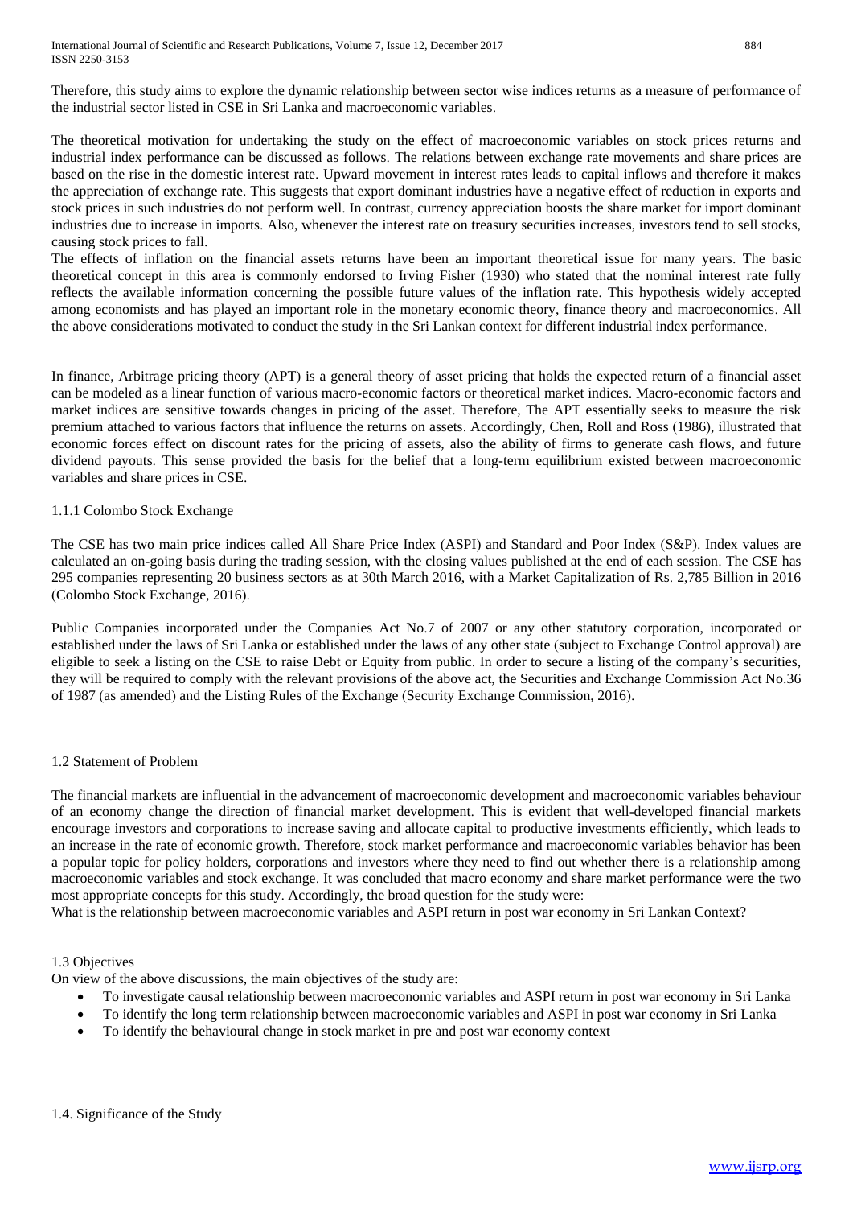Therefore, this study aims to explore the dynamic relationship between sector wise indices returns as a measure of performance of the industrial sector listed in CSE in Sri Lanka and macroeconomic variables.

The theoretical motivation for undertaking the study on the effect of macroeconomic variables on stock prices returns and industrial index performance can be discussed as follows. The relations between exchange rate movements and share prices are based on the rise in the domestic interest rate. Upward movement in interest rates leads to capital inflows and therefore it makes the appreciation of exchange rate. This suggests that export dominant industries have a negative effect of reduction in exports and stock prices in such industries do not perform well. In contrast, currency appreciation boosts the share market for import dominant industries due to increase in imports. Also, whenever the interest rate on treasury securities increases, investors tend to sell stocks, causing stock prices to fall.

The effects of inflation on the financial assets returns have been an important theoretical issue for many years. The basic theoretical concept in this area is commonly endorsed to Irving Fisher (1930) who stated that the nominal interest rate fully reflects the available information concerning the possible future values of the inflation rate. This hypothesis widely accepted among economists and has played an important role in the monetary economic theory, finance theory and macroeconomics. All the above considerations motivated to conduct the study in the Sri Lankan context for different industrial index performance.

In finance, Arbitrage pricing theory (APT) is a general theory of asset pricing that holds the expected return of a financial asset can be modeled as a linear function of various macro-economic factors or theoretical market indices. Macro-economic factors and market indices are sensitive towards changes in pricing of the asset. Therefore, The APT essentially seeks to measure the risk premium attached to various factors that influence the returns on assets. Accordingly, Chen, Roll and Ross (1986), illustrated that economic forces effect on discount rates for the pricing of assets, also the ability of firms to generate cash flows, and future dividend payouts. This sense provided the basis for the belief that a long-term equilibrium existed between macroeconomic variables and share prices in CSE.

### 1.1.1 Colombo Stock Exchange

The CSE has two main price indices called All Share Price Index (ASPI) and Standard and Poor Index (S&P). Index values are calculated an on-going basis during the trading session, with the closing values published at the end of each session. The CSE has 295 companies representing 20 business sectors as at 30th March 2016, with a Market Capitalization of Rs. 2,785 Billion in 2016 (Colombo Stock Exchange, 2016).

Public Companies incorporated under the Companies Act No.7 of 2007 or any other statutory corporation, incorporated or established under the laws of Sri Lanka or established under the laws of any other state (subject to Exchange Control approval) are eligible to seek a listing on the CSE to raise Debt or Equity from public. In order to secure a listing of the company's securities, they will be required to comply with the relevant provisions of the above act, the Securities and Exchange Commission Act No.36 of 1987 (as amended) and the Listing Rules of the Exchange (Security Exchange Commission, 2016).

## 1.2 Statement of Problem

The financial markets are influential in the advancement of macroeconomic development and macroeconomic variables behaviour of an economy change the direction of financial market development. This is evident that well-developed financial markets encourage investors and corporations to increase saving and allocate capital to productive investments efficiently, which leads to an increase in the rate of economic growth. Therefore, stock market performance and macroeconomic variables behavior has been a popular topic for policy holders, corporations and investors where they need to find out whether there is a relationship among macroeconomic variables and stock exchange. It was concluded that macro economy and share market performance were the two most appropriate concepts for this study. Accordingly, the broad question for the study were:

What is the relationship between macroeconomic variables and ASPI return in post war economy in Sri Lankan Context?

## 1.3 Objectives

On view of the above discussions, the main objectives of the study are:

- To investigate causal relationship between macroeconomic variables and ASPI return in post war economy in Sri Lanka
- To identify the long term relationship between macroeconomic variables and ASPI in post war economy in Sri Lanka
- To identify the behavioural change in stock market in pre and post war economy context

## 1.4. Significance of the Study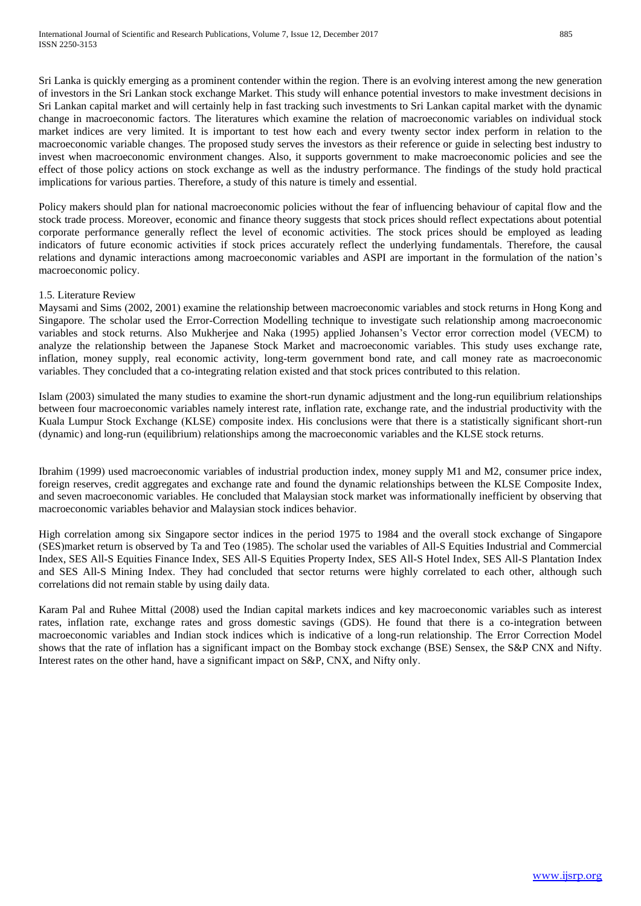Sri Lanka is quickly emerging as a prominent contender within the region. There is an evolving interest among the new generation of investors in the Sri Lankan stock exchange Market. This study will enhance potential investors to make investment decisions in Sri Lankan capital market and will certainly help in fast tracking such investments to Sri Lankan capital market with the dynamic change in macroeconomic factors. The literatures which examine the relation of macroeconomic variables on individual stock market indices are very limited. It is important to test how each and every twenty sector index perform in relation to the macroeconomic variable changes. The proposed study serves the investors as their reference or guide in selecting best industry to invest when macroeconomic environment changes. Also, it supports government to make macroeconomic policies and see the effect of those policy actions on stock exchange as well as the industry performance. The findings of the study hold practical implications for various parties. Therefore, a study of this nature is timely and essential.

Policy makers should plan for national macroeconomic policies without the fear of influencing behaviour of capital flow and the stock trade process. Moreover, economic and finance theory suggests that stock prices should reflect expectations about potential corporate performance generally reflect the level of economic activities. The stock prices should be employed as leading indicators of future economic activities if stock prices accurately reflect the underlying fundamentals. Therefore, the causal relations and dynamic interactions among macroeconomic variables and ASPI are important in the formulation of the nation's macroeconomic policy.

### 1.5. Literature Review

Maysami and Sims (2002, 2001) examine the relationship between macroeconomic variables and stock returns in Hong Kong and Singapore. The scholar used the Error-Correction Modelling technique to investigate such relationship among macroeconomic variables and stock returns. Also Mukherjee and Naka (1995) applied Johansen's Vector error correction model (VECM) to analyze the relationship between the Japanese Stock Market and macroeconomic variables. This study uses exchange rate, inflation, money supply, real economic activity, long-term government bond rate, and call money rate as macroeconomic variables. They concluded that a co-integrating relation existed and that stock prices contributed to this relation.

Islam (2003) simulated the many studies to examine the short-run dynamic adjustment and the long-run equilibrium relationships between four macroeconomic variables namely interest rate, inflation rate, exchange rate, and the industrial productivity with the Kuala Lumpur Stock Exchange (KLSE) composite index. His conclusions were that there is a statistically significant short-run (dynamic) and long-run (equilibrium) relationships among the macroeconomic variables and the KLSE stock returns.

Ibrahim (1999) used macroeconomic variables of industrial production index, money supply M1 and M2, consumer price index, foreign reserves, credit aggregates and exchange rate and found the dynamic relationships between the KLSE Composite Index, and seven macroeconomic variables. He concluded that Malaysian stock market was informationally inefficient by observing that macroeconomic variables behavior and Malaysian stock indices behavior.

High correlation among six Singapore sector indices in the period 1975 to 1984 and the overall stock exchange of Singapore (SES)market return is observed by Ta and Teo (1985). The scholar used the variables of All-S Equities Industrial and Commercial Index, SES All-S Equities Finance Index, SES All-S Equities Property Index, SES All-S Hotel Index, SES All-S Plantation Index and SES All-S Mining Index. They had concluded that sector returns were highly correlated to each other, although such correlations did not remain stable by using daily data.

Karam Pal and Ruhee Mittal (2008) used the Indian capital markets indices and key macroeconomic variables such as interest rates, inflation rate, exchange rates and gross domestic savings (GDS). He found that there is a co-integration between macroeconomic variables and Indian stock indices which is indicative of a long-run relationship. The Error Correction Model shows that the rate of inflation has a significant impact on the Bombay stock exchange (BSE) Sensex, the S&P CNX and Nifty. Interest rates on the other hand, have a significant impact on S&P, CNX, and Nifty only.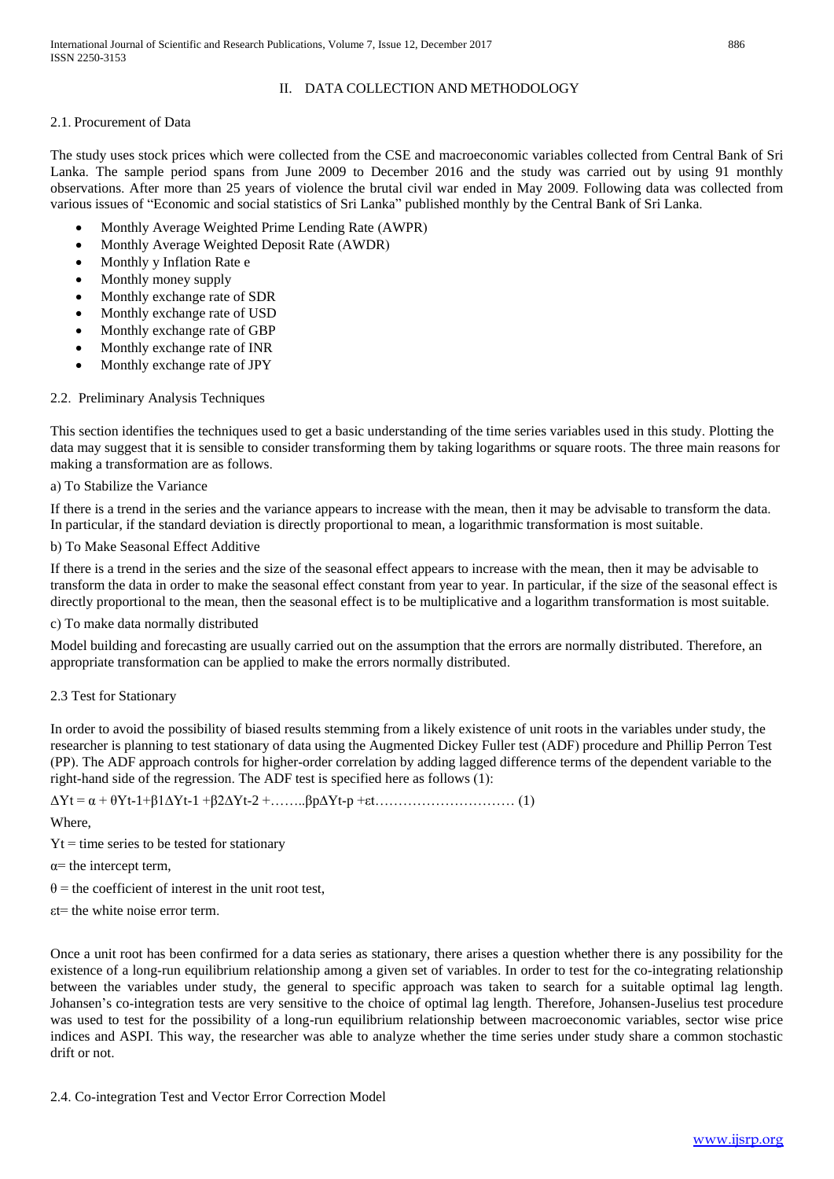## II. DATA COLLECTION AND METHODOLOGY

### 2.1. Procurement of Data

The study uses stock prices which were collected from the CSE and macroeconomic variables collected from Central Bank of Sri Lanka. The sample period spans from June 2009 to December 2016 and the study was carried out by using 91 monthly observations. After more than 25 years of violence the brutal civil war ended in May 2009. Following data was collected from various issues of "Economic and social statistics of Sri Lanka" published monthly by the Central Bank of Sri Lanka.

- Monthly Average Weighted Prime Lending Rate (AWPR)
- Monthly Average Weighted Deposit Rate (AWDR)
- Monthly y Inflation Rate e
- Monthly money supply
- Monthly exchange rate of SDR
- Monthly exchange rate of USD
- Monthly exchange rate of GBP
- Monthly exchange rate of INR
- Monthly exchange rate of JPY

### 2.2. Preliminary Analysis Techniques

This section identifies the techniques used to get a basic understanding of the time series variables used in this study. Plotting the data may suggest that it is sensible to consider transforming them by taking logarithms or square roots. The three main reasons for making a transformation are as follows.

a) To Stabilize the Variance

If there is a trend in the series and the variance appears to increase with the mean, then it may be advisable to transform the data. In particular, if the standard deviation is directly proportional to mean, a logarithmic transformation is most suitable.

b) To Make Seasonal Effect Additive

If there is a trend in the series and the size of the seasonal effect appears to increase with the mean, then it may be advisable to transform the data in order to make the seasonal effect constant from year to year. In particular, if the size of the seasonal effect is directly proportional to the mean, then the seasonal effect is to be multiplicative and a logarithm transformation is most suitable.

c) To make data normally distributed

Model building and forecasting are usually carried out on the assumption that the errors are normally distributed. Therefore, an appropriate transformation can be applied to make the errors normally distributed.

### 2.3 Test for Stationary

In order to avoid the possibility of biased results stemming from a likely existence of unit roots in the variables under study, the researcher is planning to test stationary of data using the Augmented Dickey Fuller test (ADF) procedure and Phillip Perron Test (PP). The ADF approach controls for higher-order correlation by adding lagged difference terms of the dependent variable to the right-hand side of the regression. The ADF test is specified here as follows (1):

$$\Delta Y_t = \alpha + \theta Y_{t-1} + \beta_1 \Delta Y_{t-1} + \beta_2 \Delta Y_{t-2} + \ldots \beta_p \Delta Y_{t-p} + \varepsilon_t \quad (1)$$

Where,

$Y_t$ = time series to be tested for stationary

$\alpha$= the intercept term,

$\theta$ = the coefficient of interest in the unit root test,

$\varepsilon_t$= the white noise error term.

Once a unit root has been confirmed for a data series as stationary, there arises a question whether there is any possibility for the existence of a long-run equilibrium relationship among a given set of variables. In order to test for the co-integrating relationship between the variables under study, the general to specific approach was taken to search for a suitable optimal lag length. Johansen's co-integration tests are very sensitive to the choice of optimal lag length. Therefore, Johansen-Juselius test procedure was used to test for the possibility of a long-run equilibrium relationship between macroeconomic variables, sector wise price indices and ASPI. This way, the researcher was able to analyze whether the time series under study share a common stochastic drift or not.

### 2.4. Co-integration Test and Vector Error Correction Model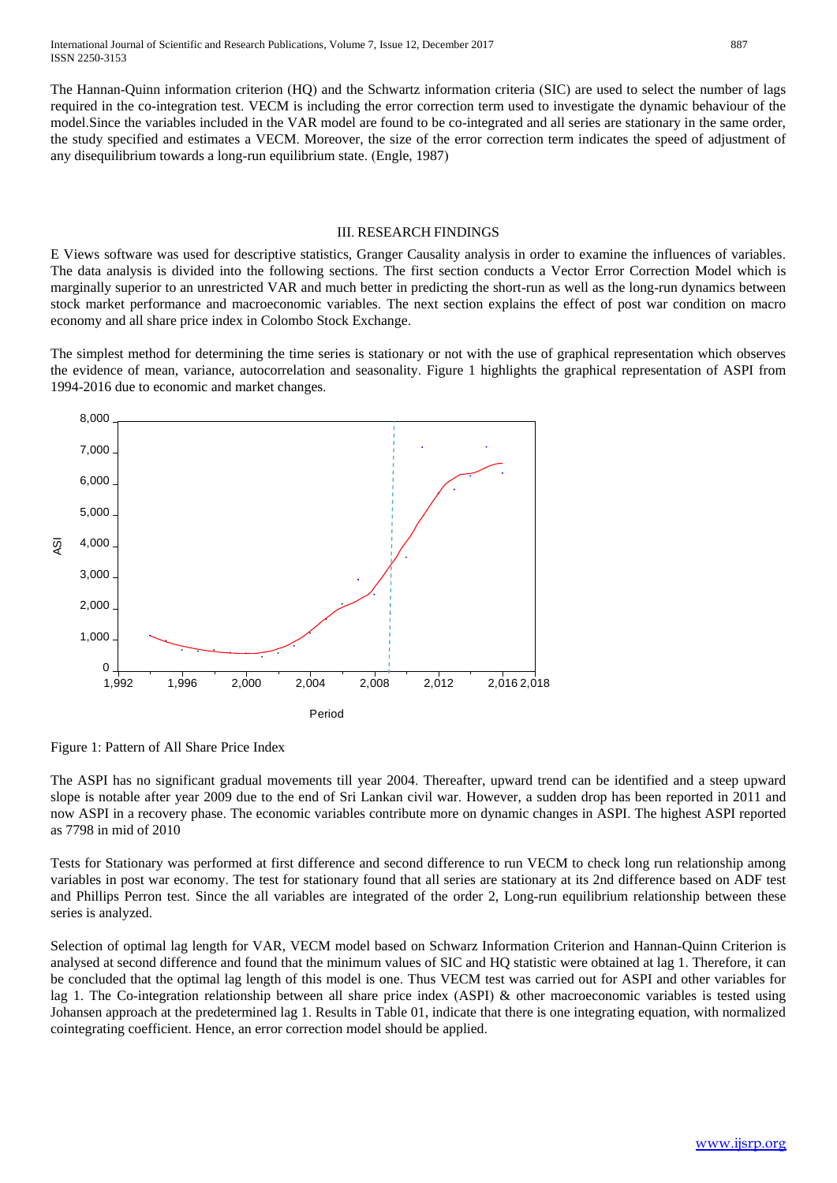The Hannan-Quinn information criterion (HQ) and the Schwartz information criteria (SIC) are used to select the number of lags required in the co-integration test. VECM is including the error correction term used to investigate the dynamic behaviour of the model.Since the variables included in the VAR model are found to be co-integrated and all series are stationary in the same order, the study specified and estimates a VECM. Moreover, the size of the error correction term indicates the speed of adjustment of any disequilibrium towards a long-run equilibrium state. (Engle, 1987)

## III. RESEARCH FINDINGS

E Views software was used for descriptive statistics, Granger Causality analysis in order to examine the influences of variables. The data analysis is divided into the following sections. The first section conducts a Vector Error Correction Model which is marginally superior to an unrestricted VAR and much better in predicting the short-run as well as the long-run dynamics between stock market performance and macroeconomic variables. The next section explains the effect of post war condition on macro economy and all share price index in Colombo Stock Exchange.

The simplest method for determining the time series is stationary or not with the use of graphical representation which observes the evidence of mean, variance, autocorrelation and seasonality. Figure 1 highlights the graphical representation of ASPI from 1994-2016 due to economic and market changes.

Figure 1: Pattern of All Share Price Index

The ASPI has no significant gradual movements till year 2004. Thereafter, upward trend can be identified and a steep upward slope is notable after year 2009 due to the end of Sri Lankan civil war. However, a sudden drop has been reported in 2011 and now ASPI in a recovery phase. The economic variables contribute more on dynamic changes in ASPI. The highest ASPI reported as 7798 in mid of 2010

Tests for Stationary was performed at first difference and second difference to run VECM to check long run relationship among variables in post war economy. The test for stationary found that all series are stationary at its 2nd difference based on ADF test and Phillips Perron test. Since the all variables are integrated of the order 2, Long-run equilibrium relationship between these series is analyzed.

Selection of optimal lag length for VAR, VECM model based on Schwarz Information Criterion and Hannan-Quinn Criterion is analysed at second difference and found that the minimum values of SIC and HQ statistic were obtained at lag 1. Therefore, it can be concluded that the optimal lag length of this model is one. Thus VECM test was carried out for ASPI and other variables for lag 1. The Co-integration relationship between all share price index (ASPI) & other macroeconomic variables is tested using Johansen approach at the predetermined lag 1. Results in Table 01, indicate that there is one integrating equation, with normalized cointegrating coefficient. Hence, an error correction model should be applied.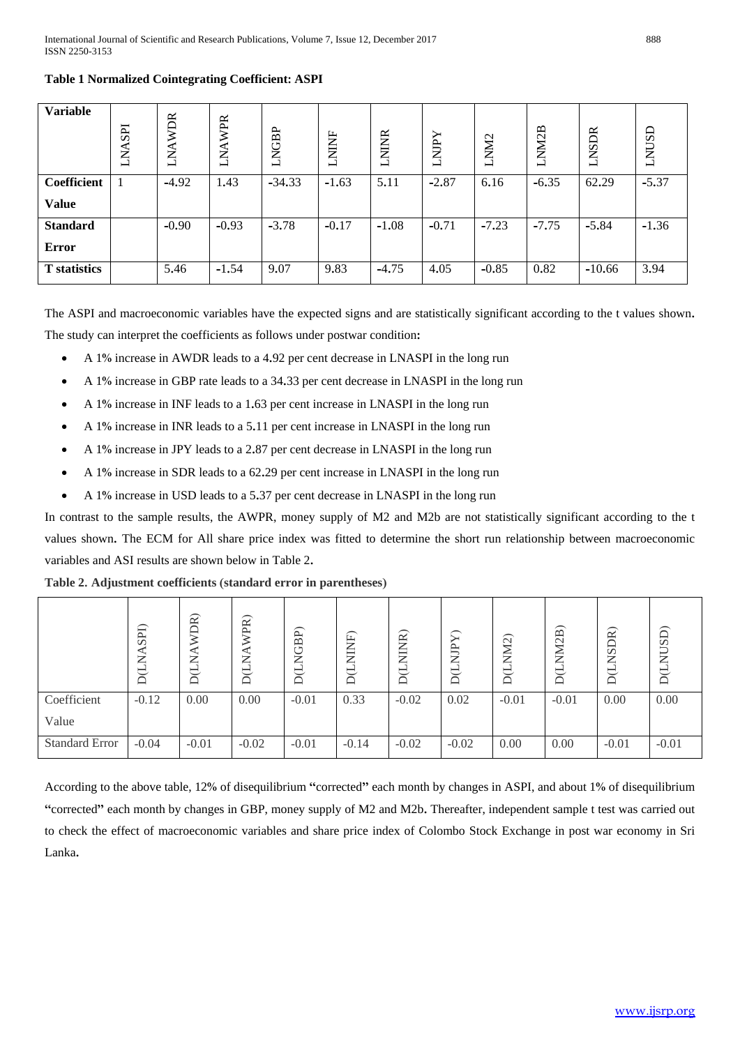**Table 1 Normalized Cointegrating Coefficient: ASPI**

| Variable | LNASPI | LNAWDR | LNAWPR | LNGBP | LNINF | LNINR | LNJPY | LNM2 | LNM2B | LNSDR | LNUSD |
|---|---|---|---|---|---|---|---|---|---|---|---|
| Coefficient Value | 1 | -4.92 | 1.43 | -34.33 | -1.63 | 5.11 | -2.87 | 6.16 | -6.35 | 62.29 | -5.37 |
| Standard Error | | -0.90 | -0.93 | -3.78 | -0.17 | -1.08 | -0.71 | -7.23 | -7.75 | -5.84 | -1.36 |
| T statistics | | 5.46 | -1.54 | 9.07 | 9.83 | -4.75 | 4.05 | -0.85 | 0.82 | -10.66 | 3.94 |

The ASPI and macroeconomic variables have the expected signs and are statistically significant according to the t values shown. The study can interpret the coefficients as follows under postwar condition:

- A 1% increase in AWDR leads to a 4.92 per cent decrease in LNASPI in the long run
- A 1% increase in GBP rate leads to a 34.33 per cent decrease in LNASPI in the long run
- A 1% increase in INF leads to a 1.63 per cent increase in LNASPI in the long run
- A 1% increase in INR leads to a 5.11 per cent increase in LNASPI in the long run
- A 1% increase in JPY leads to a 2.87 per cent decrease in LNASPI in the long run
- A 1% increase in SDR leads to a 62.29 per cent increase in LNASPI in the long run
- A 1% increase in USD leads to a 5.37 per cent decrease in LNASPI in the long run

In contrast to the sample results, the AWPR, money supply of M2 and M2b are not statistically significant according to the t values shown. The ECM for All share price index was fitted to determine the short run relationship between macroeconomic variables and ASI results are shown below in Table 2.

**Table 2. Adjustment coefficients (standard error in parentheses)**

| | D(LNASPI) | D(LNAWDR) | D(LNAWPR) | D(LNGBP) | D(LNINF) | D(LNINR) | D(LNJPY) | D(LNM2) | D(LNM2B) | D(LNSDR) | D(LNUSD) |
|---|---|---|---|---|---|---|---|---|---|---|---|
| Coefficient Value | -0.12 | 0.00 | 0.00 | -0.01 | 0.33 | -0.02 | 0.02 | -0.01 | -0.01 | 0.00 | 0.00 |
| Standard Error | -0.04 | -0.01 | -0.02 | -0.01 | -0.14 | -0.02 | -0.02 | 0.00 | 0.00 | -0.01 | -0.01 |

According to the above table, 12% of disequilibrium "corrected" each month by changes in ASPI, and about 1% of disequilibrium "corrected" each month by changes in GBP, money supply of M2 and M2b. Thereafter, independent sample t test was carried out to check the effect of macroeconomic variables and share price index of Colombo Stock Exchange in post war economy in Sri Lanka.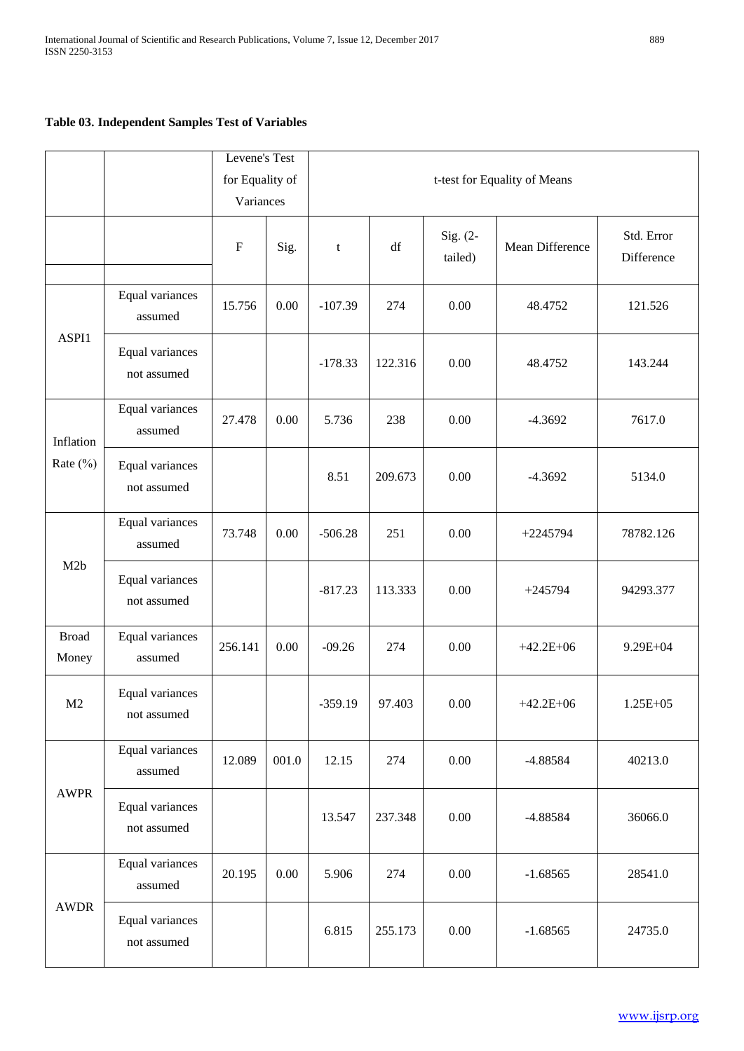**Table 03. Independent Samples Test of Variables**

| | | Levene's Test for Equality of Variances | | t-test for Equality of Means | | | | |
|---|---|---|---|---|---|---|---|---|
| | | F | Sig. | t | df | Sig. (2-tailed) | Mean Difference | Std. Error Difference |
| ASPI1 | Equal variances assumed | 15.756 | 0.00 | -107.39 | 274 | 0.00 | 48.4752 | 121.526 |
| | Equal variances not assumed | | | -178.33 | 122.316 | 0.00 | 48.4752 | 143.244 |
| Inflation Rate (%) | Equal variances assumed | 27.478 | 0.00 | 5.736 | 238 | 0.00 | -4.3692 | 7617.0 |
| | Equal variances not assumed | | | 8.51 | 209.673 | 0.00 | -4.3692 | 5134.0 |
| M2b | Equal variances assumed | 73.748 | 0.00 | -506.28 | 251 | 0.00 | +2245794 | 78782.126 |
| | Equal variances not assumed | | | -817.23 | 113.333 | 0.00 | +245794 | 94293.377 |
| Broad Money | Equal variances assumed | 256.141 | 0.00 | -09.26 | 274 | 0.00 | +42.2E+06 | 9.29E+04 |
| M2 | Equal variances not assumed | | | -359.19 | 97.403 | 0.00 | +42.2E+06 | 1.25E+05 |
| AWPR | Equal variances assumed | 12.089 | 001.0 | 12.15 | 274 | 0.00 | -4.88584 | 40213.0 |
| | Equal variances not assumed | | | 13.547 | 237.348 | 0.00 | -4.88584 | 36066.0 |
| AWDR | Equal variances assumed | 20.195 | 0.00 | 5.906 | 274 | 0.00 | -1.68565 | 28541.0 |
| | Equal variances not assumed | | | 6.815 | 255.173 | 0.00 | -1.68565 | 24735.0 |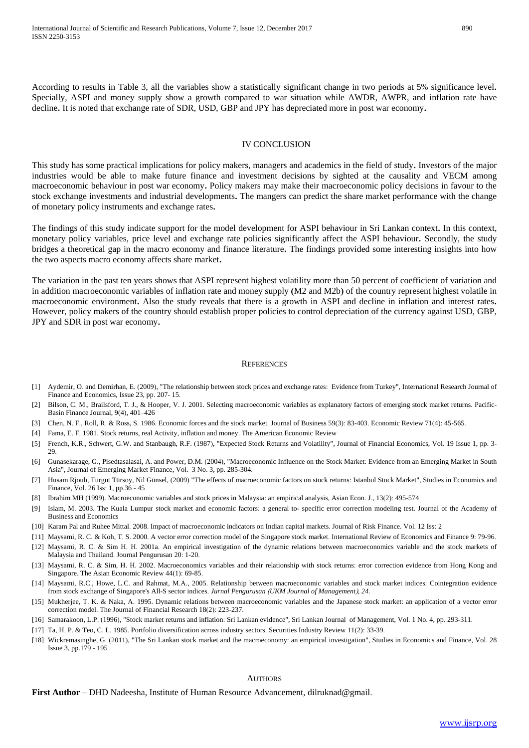According to results in Table 3, all the variables show a statistically significant change in two periods at 5% significance level. Specially, ASPI and money supply show a growth compared to war situation while AWDR, AWPR, and inflation rate have decline. It is noted that exchange rate of SDR, USD, GBP and JPY has depreciated more in post war economy.

## IV CONCLUSION

This study has some practical implications for policy makers, managers and academics in the field of study. Investors of the major industries would be able to make future finance and investment decisions by sighted at the causality and VECM among macroeconomic behaviour in post war economy. Policy makers may make their macroeconomic policy decisions in favour to the stock exchange investments and industrial developments. The mangers can predict the share market performance with the change of monetary policy instruments and exchange rates.

The findings of this study indicate support for the model development for ASPI behaviour in Sri Lankan context. In this context, monetary policy variables, price level and exchange rate policies significantly affect the ASPI behaviour. Secondly, the study bridges a theoretical gap in the macro economy and finance literature. The findings provided some interesting insights into how the two aspects macro economy affects share market.

The variation in the past ten years shows that ASPI represent highest volatility more than 50 percent of coefficient of variation and in addition macroeconomic variables of inflation rate and money supply (M2 and M2b) of the country represent highest volatile in macroeconomic environment. Also the study reveals that there is a growth in ASPI and decline in inflation and interest rates. However, policy makers of the country should establish proper policies to control depreciation of the currency against USD, GBP, JPY and SDR in post war economy.

## REFERENCES

[1] Aydemir, O. and Demirhan, E. (2009), "The relationship between stock prices and exchange rates: Evidence from Turkey", International Research Journal of Finance and Economics, Issue 23, pp. 207- 15.

[2] Bilson, C. M., Brailsford, T. J., & Hooper, V. J. 2001. Selecting macroeconomic variables as explanatory factors of emerging stock market returns. Pacific-Basin Finance Journal, 9(4), 401–426

[3] Chen, N. F., Roll, R. & Ross, S. 1986. Economic forces and the stock market. Journal of Business 59(3): 83-403. Economic Review 71(4): 45-565.

[4] Fama, E. F. 1981. Stock returns, real Activity, inflation and money. The American Economic Review

[5] French, K.R., Schwert, G.W. and Stanbaugh, R.F. (1987), "Expected Stock Returns and Volatility", Journal of Financial Economics, Vol. 19 Issue 1, pp. 3-29.

[6] Gunasekarage, G., Pisedtasalasai, A. and Power, D.M. (2004), "Macroeconomic Influence on the Stock Market: Evidence from an Emerging Market in South Asia", Journal of Emerging Market Finance, Vol. 3 No. 3, pp. 285-304.

[7] Husam Rjoub, Turgut Türsoy, Nil Günsel, (2009) "The effects of macroeconomic factors on stock returns: Istanbul Stock Market", Studies in Economics and Finance, Vol. 26 Iss: 1, pp.36 - 45

[8] Ibrahim MH (1999). Macroeconomic variables and stock prices in Malaysia: an empirical analysis, Asian Econ. J., 13(2): 495-574

[9] Islam, M. 2003. The Kuala Lumpur stock market and economic factors: a general to- specific error correction modeling test. Journal of the Academy of Business and Economics

[10] Karam Pal and Ruhee Mittal. 2008. Impact of macroeconomic indicators on Indian capital markets. Journal of Risk Finance. Vol. 12 Iss: 2

[11] Maysami, R. C. & Koh, T. S. 2000. A vector error correction model of the Singapore stock market. International Review of Economics and Finance 9: 79-96.

[12] Maysami, R. C. & Sim H. H. 2001a. An empirical investigation of the dynamic relations between macroeconomics variable and the stock markets of Malaysia and Thailand. Journal Pengurusan 20: 1-20.

[13] Maysami, R. C. & Sim, H. H. 2002. Macroeconomics variables and their relationship with stock returns: error correction evidence from Hong Kong and Singapore. The Asian Economic Review 44(1): 69-85.

[14] Maysami, R.C., Howe, L.C. and Rahmat, M.A., 2005. Relationship between macroeconomic variables and stock market indices: Cointegration evidence from stock exchange of Singapore's All-S sector indices. *Jurnal Pengurusan (UKM Journal of Management)*, *24*.

[15] Mukherjee, T. K. & Naka, A. 1995. Dynamic relations between macroeconomic variables and the Japanese stock market: an application of a vector error correction model. The Journal of Financial Research 18(2): 223-237.

[16] Samarakoon, L.P. (1996), "Stock market returns and inflation: Sri Lankan evidence", Sri Lankan Journal of Management, Vol. 1 No. 4, pp. 293-311.

[17] Ta, H. P. & Teo, C. L. 1985. Portfolio diversification across industry sectors. Securities Industry Review 11(2): 33-39.

[18] Wickremasinghe, G. (2011), "The Sri Lankan stock market and the macroeconomy: an empirical investigation", Studies in Economics and Finance, Vol. 28 Issue 3, pp.179 - 195

## AUTHORS

**First Author** – DHD Nadeesha, Institute of Human Resource Advancement, dilruknad@gmail.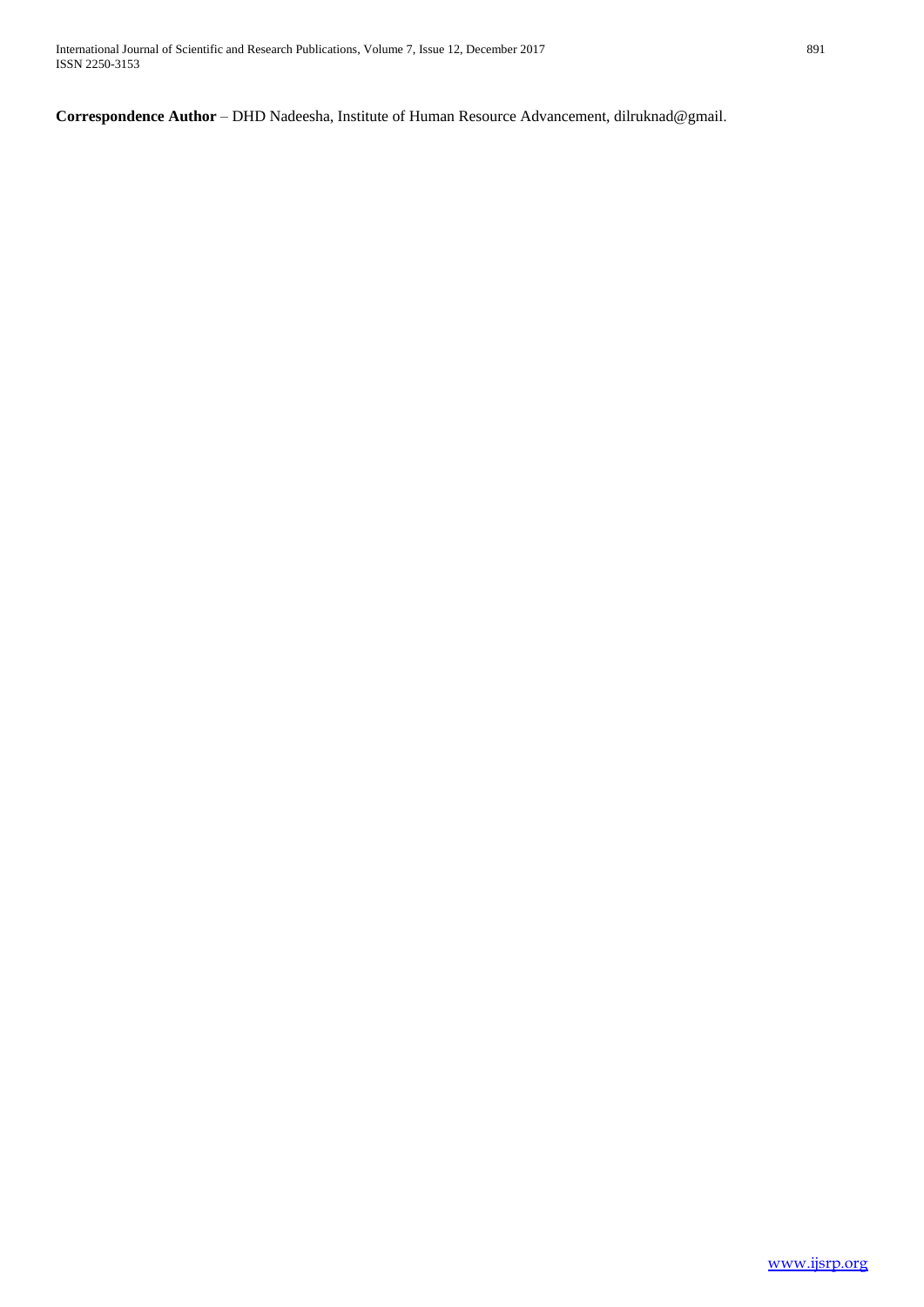**Correspondence Author** – DHD Nadeesha, Institute of Human Resource Advancement, dilruknad@gmail.